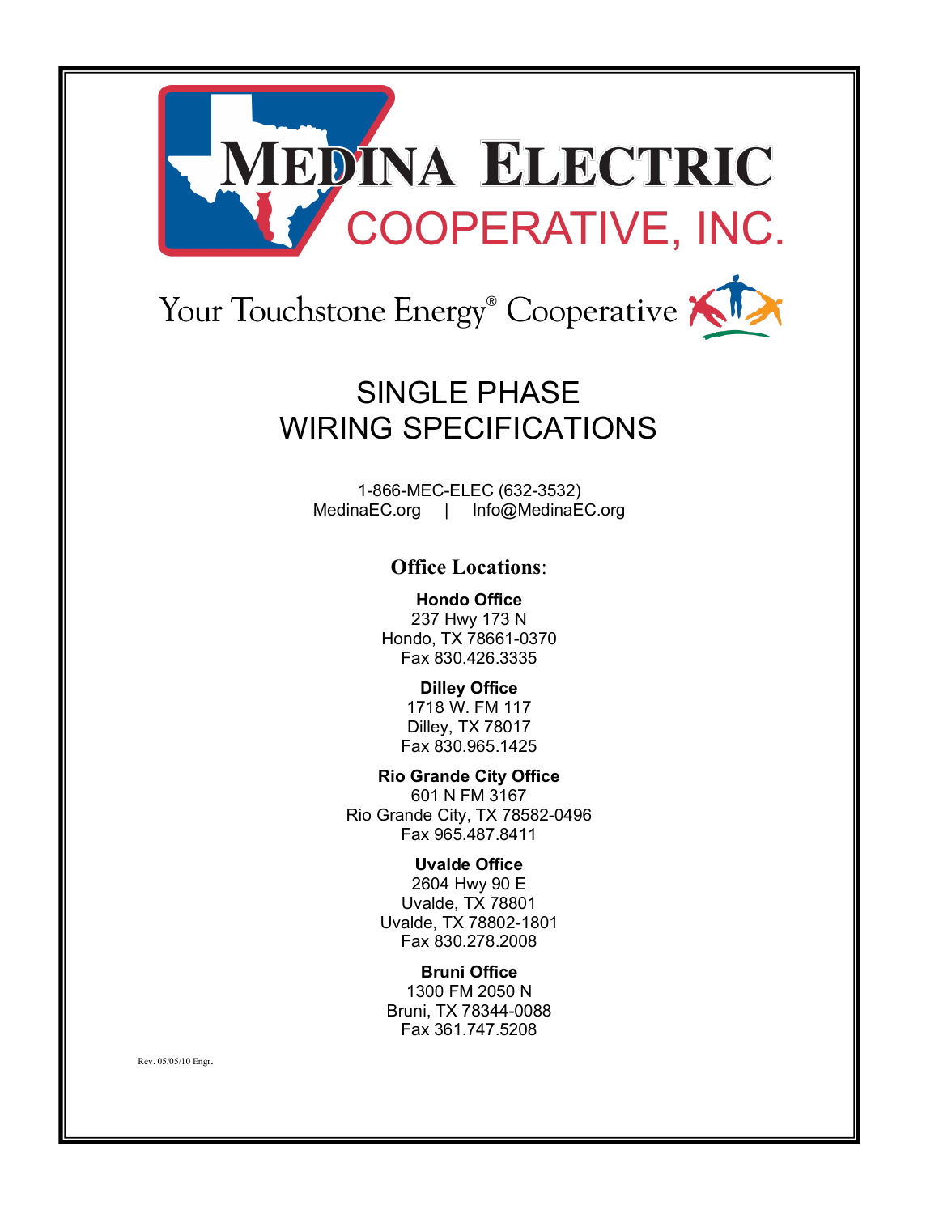# MEDINA ELECTRIC COOPERATIVE, INC.

Your Touchstone Energy® Cooperative

# SINGLE PHASE WIRING SPECIFICATIONS

1-866-MEC-ELEC (632-3532)
MedinaEC.org | Info@MedinaEC.org

## Office Locations:

**Hondo Office**
237 Hwy 173 N
Hondo, TX 78661-0370
Fax 830.426.3335

**Dilley Office**
1718 W. FM 117
Dilley, TX 78017
Fax 830.965.1425

**Rio Grande City Office**
601 N FM 3167
Rio Grande City, TX 78582-0496
Fax 965.487.8411

**Uvalde Office**
2604 Hwy 90 E
Uvalde, TX 78801
Uvalde, TX 78802-1801
Fax 830.278.2008

**Bruni Office**
1300 FM 2050 N
Bruni, TX 78344-0088
Fax 361.747.5208

Rev. 05/05/10 Engr.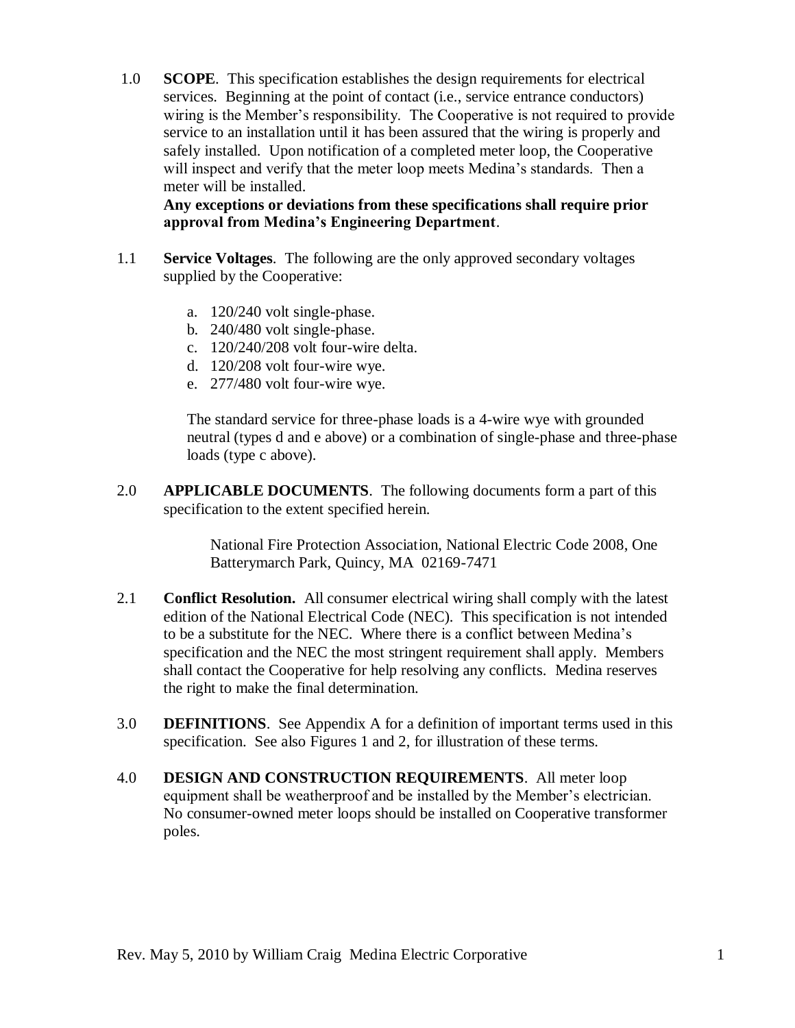1.0 **SCOPE**. This specification establishes the design requirements for electrical services. Beginning at the point of contact (i.e., service entrance conductors) wiring is the Member's responsibility. The Cooperative is not required to provide service to an installation until it has been assured that the wiring is properly and safely installed. Upon notification of a completed meter loop, the Cooperative will inspect and verify that the meter loop meets Medina's standards. Then a meter will be installed.
**Any exceptions or deviations from these specifications shall require prior approval from Medina's Engineering Department**.

1.1 **Service Voltages**. The following are the only approved secondary voltages supplied by the Cooperative:

a. 120/240 volt single-phase.
b. 240/480 volt single-phase.
c. 120/240/208 volt four-wire delta.
d. 120/208 volt four-wire wye.
e. 277/480 volt four-wire wye.

The standard service for three-phase loads is a 4-wire wye with grounded neutral (types d and e above) or a combination of single-phase and three-phase loads (type c above).

2.0 **APPLICABLE DOCUMENTS**. The following documents form a part of this specification to the extent specified herein.

National Fire Protection Association, National Electric Code 2008, One Batterymarch Park, Quincy, MA 02169-7471

2.1 **Conflict Resolution.** All consumer electrical wiring shall comply with the latest edition of the National Electrical Code (NEC). This specification is not intended to be a substitute for the NEC. Where there is a conflict between Medina's specification and the NEC the most stringent requirement shall apply. Members shall contact the Cooperative for help resolving any conflicts. Medina reserves the right to make the final determination.

3.0 **DEFINITIONS**. See Appendix A for a definition of important terms used in this specification. See also Figures 1 and 2, for illustration of these terms.

4.0 **DESIGN AND CONSTRUCTION REQUIREMENTS**. All meter loop equipment shall be weatherproof and be installed by the Member's electrician. No consumer-owned meter loops should be installed on Cooperative transformer poles.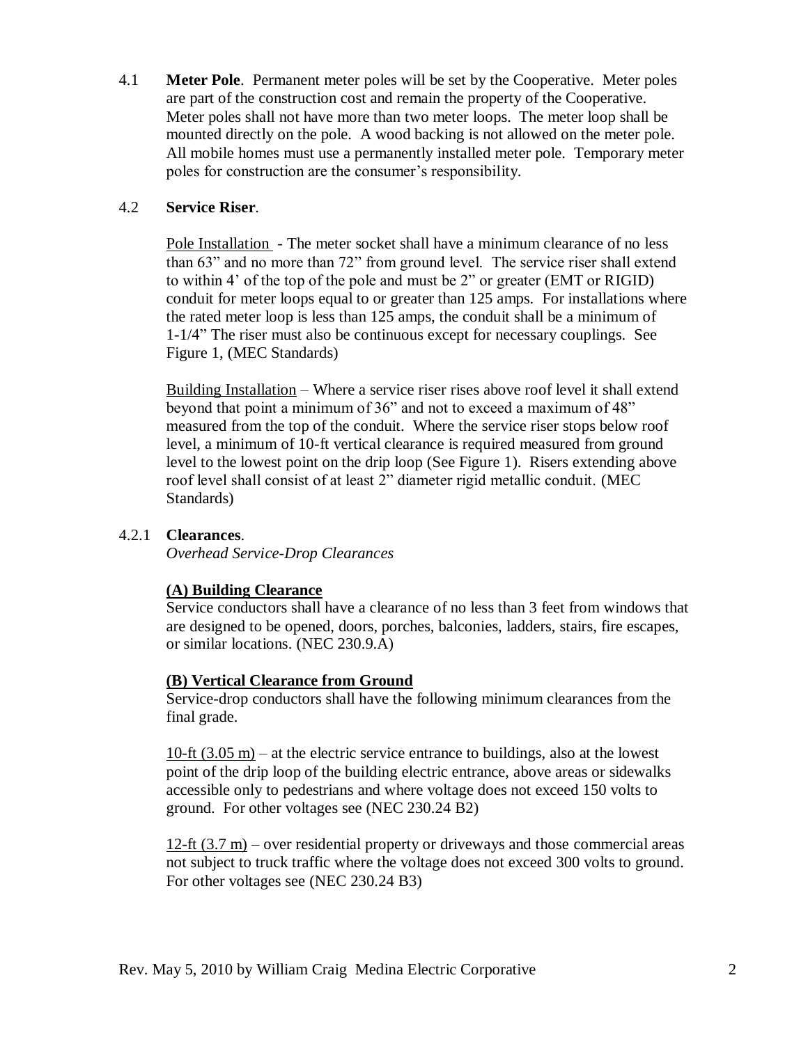4.1 **Meter Pole**. Permanent meter poles will be set by the Cooperative. Meter poles are part of the construction cost and remain the property of the Cooperative. Meter poles shall not have more than two meter loops. The meter loop shall be mounted directly on the pole. A wood backing is not allowed on the meter pole. All mobile homes must use a permanently installed meter pole. Temporary meter poles for construction are the consumer's responsibility.

4.2 **Service Riser**.

Pole Installation - The meter socket shall have a minimum clearance of no less than 63" and no more than 72" from ground level. The service riser shall extend to within 4' of the top of the pole and must be 2" or greater (EMT or RIGID) conduit for meter loops equal to or greater than 125 amps. For installations where the rated meter loop is less than 125 amps, the conduit shall be a minimum of 1-1/4" The riser must also be continuous except for necessary couplings. See Figure 1, (MEC Standards)

Building Installation – Where a service riser rises above roof level it shall extend beyond that point a minimum of 36" and not to exceed a maximum of 48" measured from the top of the conduit. Where the service riser stops below roof level, a minimum of 10-ft vertical clearance is required measured from ground level to the lowest point on the drip loop (See Figure 1). Risers extending above roof level shall consist of at least 2" diameter rigid metallic conduit. (MEC Standards)

4.2.1 **Clearances**.

*Overhead Service-Drop Clearances*

**(A) Building Clearance**

Service conductors shall have a clearance of no less than 3 feet from windows that are designed to be opened, doors, porches, balconies, ladders, stairs, fire escapes, or similar locations. (NEC 230.9.A)

**(B) Vertical Clearance from Ground**

Service-drop conductors shall have the following minimum clearances from the final grade.

10-ft (3.05 m) – at the electric service entrance to buildings, also at the lowest point of the drip loop of the building electric entrance, above areas or sidewalks accessible only to pedestrians and where voltage does not exceed 150 volts to ground. For other voltages see (NEC 230.24 B2)

12-ft (3.7 m) – over residential property or driveways and those commercial areas not subject to truck traffic where the voltage does not exceed 300 volts to ground. For other voltages see (NEC 230.24 B3)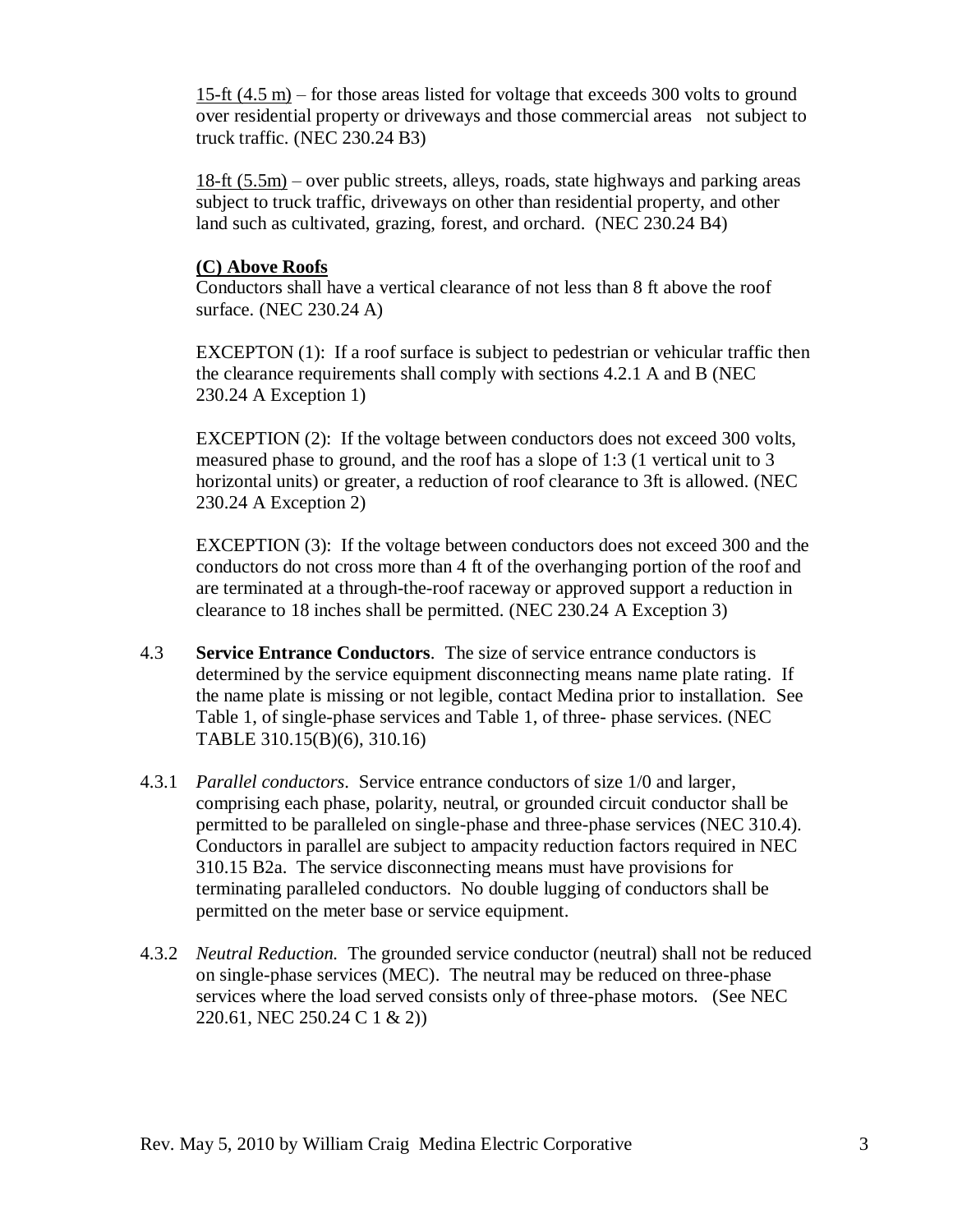<u>15-ft (4.5 m)</u> – for those areas listed for voltage that exceeds 300 volts to ground over residential property or driveways and those commercial areas not subject to truck traffic. (NEC 230.24 B3)

<u>18-ft (5.5m)</u> – over public streets, alleys, roads, state highways and parking areas subject to truck traffic, driveways on other than residential property, and other land such as cultivated, grazing, forest, and orchard. (NEC 230.24 B4)

**<u>(C) Above Roofs</u>**

Conductors shall have a vertical clearance of not less than 8 ft above the roof surface. (NEC 230.24 A)

EXCEPTON (1): If a roof surface is subject to pedestrian or vehicular traffic then the clearance requirements shall comply with sections 4.2.1 A and B (NEC 230.24 A Exception 1)

EXCEPTION (2): If the voltage between conductors does not exceed 300 volts, measured phase to ground, and the roof has a slope of 1:3 (1 vertical unit to 3 horizontal units) or greater, a reduction of roof clearance to 3ft is allowed. (NEC 230.24 A Exception 2)

EXCEPTION (3): If the voltage between conductors does not exceed 300 and the conductors do not cross more than 4 ft of the overhanging portion of the roof and are terminated at a through-the-roof raceway or approved support a reduction in clearance to 18 inches shall be permitted. (NEC 230.24 A Exception 3)

4.3 **Service Entrance Conductors**. The size of service entrance conductors is determined by the service equipment disconnecting means name plate rating. If the name plate is missing or not legible, contact Medina prior to installation. See Table 1, of single-phase services and Table 1, of three- phase services. (NEC TABLE 310.15(B)(6), 310.16)

4.3.1 *Parallel conductors*. Service entrance conductors of size 1/0 and larger, comprising each phase, polarity, neutral, or grounded circuit conductor shall be permitted to be paralleled on single-phase and three-phase services (NEC 310.4). Conductors in parallel are subject to ampacity reduction factors required in NEC 310.15 B2a. The service disconnecting means must have provisions for terminating paralleled conductors. No double lugging of conductors shall be permitted on the meter base or service equipment.

4.3.2 *Neutral Reduction.* The grounded service conductor (neutral) shall not be reduced on single-phase services (MEC). The neutral may be reduced on three-phase services where the load served consists only of three-phase motors. (See NEC 220.61, NEC 250.24 C 1 & 2))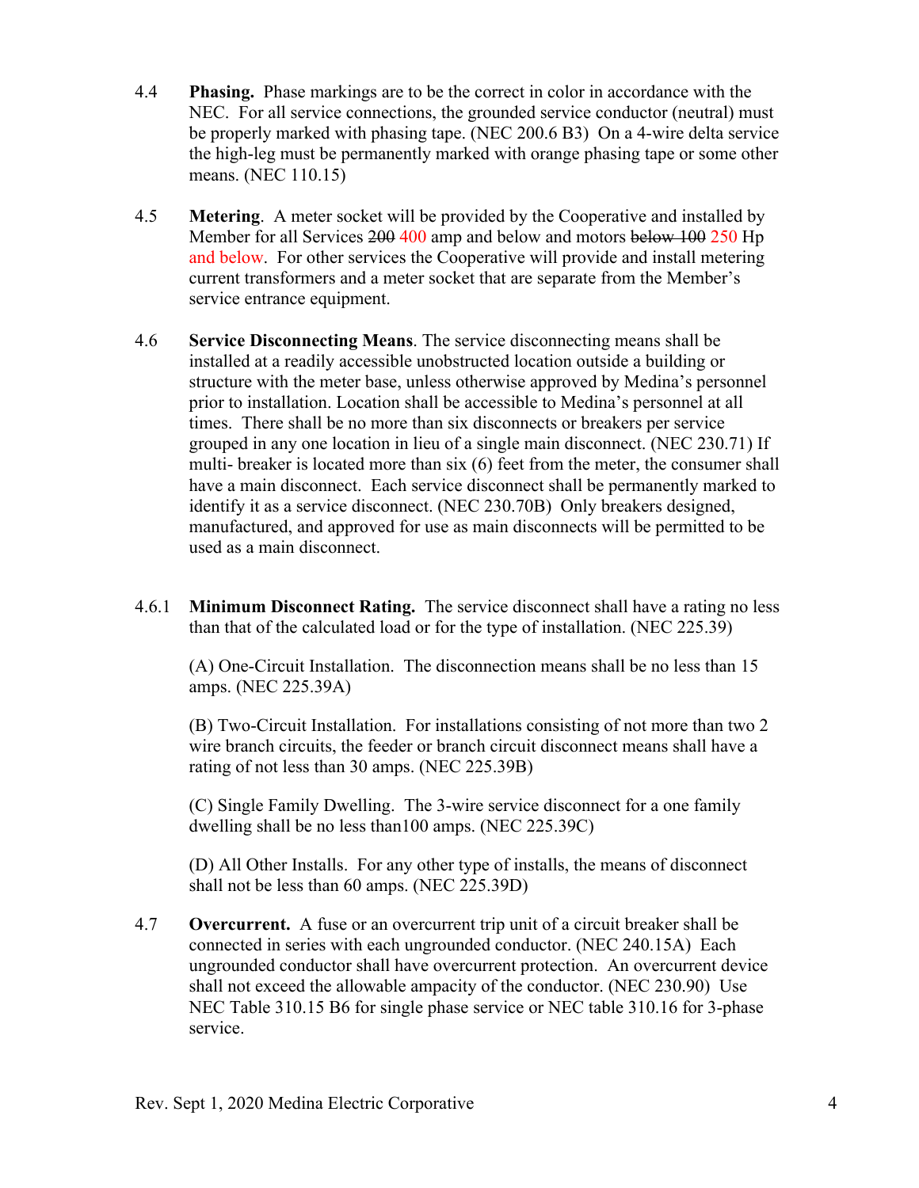4.4 **Phasing.** Phase markings are to be the correct in color in accordance with the NEC. For all service connections, the grounded service conductor (neutral) must be properly marked with phasing tape. (NEC 200.6 B3) On a 4-wire delta service the high-leg must be permanently marked with orange phasing tape or some other means. (NEC 110.15)

4.5 **Metering**. A meter socket will be provided by the Cooperative and installed by Member for all Services ~~200~~ 400 amp and below and motors ~~below 100~~ 250 Hp and below. For other services the Cooperative will provide and install metering current transformers and a meter socket that are separate from the Member's service entrance equipment.

4.6 **Service Disconnecting Means**. The service disconnecting means shall be installed at a readily accessible unobstructed location outside a building or structure with the meter base, unless otherwise approved by Medina's personnel prior to installation. Location shall be accessible to Medina's personnel at all times. There shall be no more than six disconnects or breakers per service grouped in any one location in lieu of a single main disconnect. (NEC 230.71) If multi- breaker is located more than six (6) feet from the meter, the consumer shall have a main disconnect. Each service disconnect shall be permanently marked to identify it as a service disconnect. (NEC 230.70B) Only breakers designed, manufactured, and approved for use as main disconnects will be permitted to be used as a main disconnect.

4.6.1 **Minimum Disconnect Rating.** The service disconnect shall have a rating no less than that of the calculated load or for the type of installation. (NEC 225.39)

(A) One-Circuit Installation. The disconnection means shall be no less than 15 amps. (NEC 225.39A)

(B) Two-Circuit Installation. For installations consisting of not more than two 2 wire branch circuits, the feeder or branch circuit disconnect means shall have a rating of not less than 30 amps. (NEC 225.39B)

(C) Single Family Dwelling. The 3-wire service disconnect for a one family dwelling shall be no less than100 amps. (NEC 225.39C)

(D) All Other Installs. For any other type of installs, the means of disconnect shall not be less than 60 amps. (NEC 225.39D)

4.7 **Overcurrent.** A fuse or an overcurrent trip unit of a circuit breaker shall be connected in series with each ungrounded conductor. (NEC 240.15A) Each ungrounded conductor shall have overcurrent protection. An overcurrent device shall not exceed the allowable ampacity of the conductor. (NEC 230.90) Use NEC Table 310.15 B6 for single phase service or NEC table 310.16 for 3-phase service.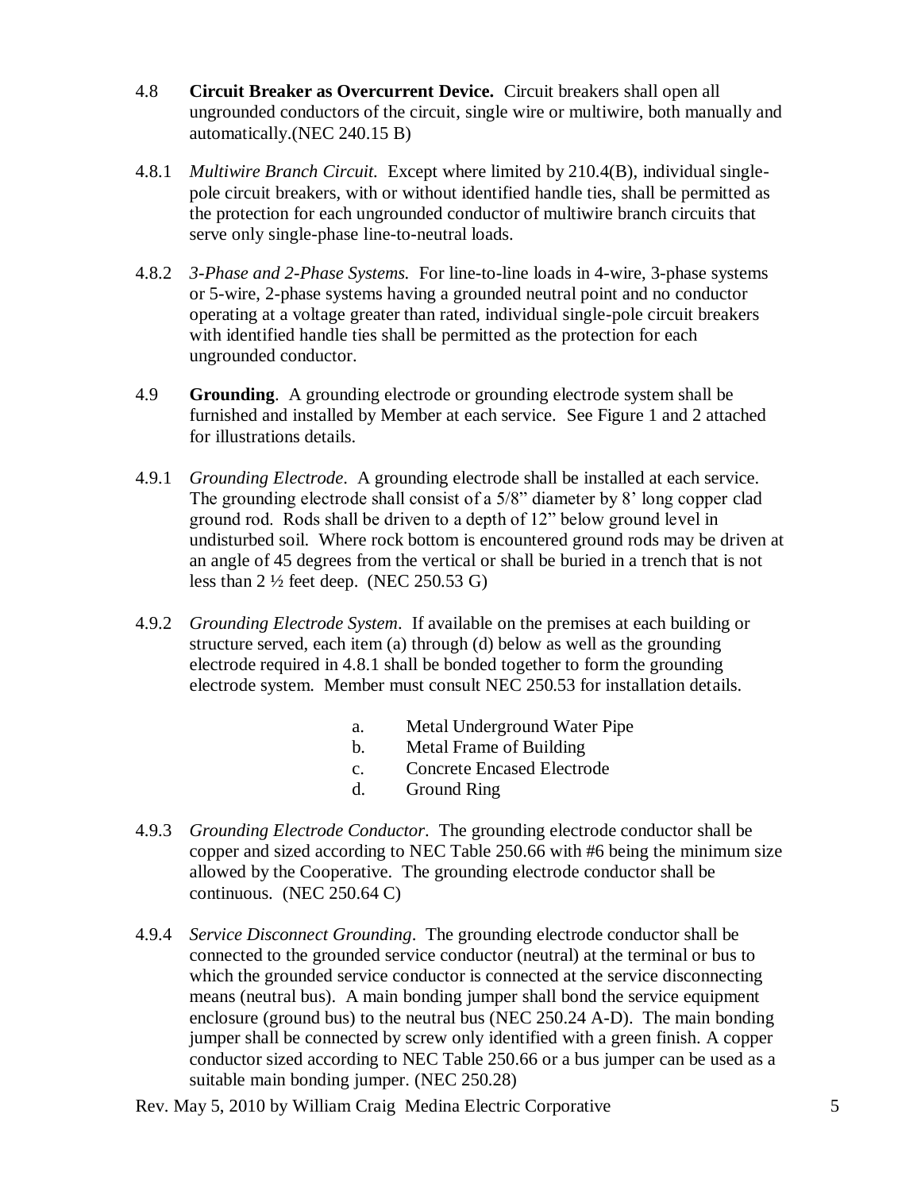4.8 **Circuit Breaker as Overcurrent Device.** Circuit breakers shall open all ungrounded conductors of the circuit, single wire or multiwire, both manually and automatically.(NEC 240.15 B)

4.8.1 *Multiwire Branch Circuit.* Except where limited by 210.4(B), individual single-pole circuit breakers, with or without identified handle ties, shall be permitted as the protection for each ungrounded conductor of multiwire branch circuits that serve only single-phase line-to-neutral loads.

4.8.2 *3-Phase and 2-Phase Systems.* For line-to-line loads in 4-wire, 3-phase systems or 5-wire, 2-phase systems having a grounded neutral point and no conductor operating at a voltage greater than rated, individual single-pole circuit breakers with identified handle ties shall be permitted as the protection for each ungrounded conductor.

4.9 **Grounding**. A grounding electrode or grounding electrode system shall be furnished and installed by Member at each service. See Figure 1 and 2 attached for illustrations details.

4.9.1 *Grounding Electrode*. A grounding electrode shall be installed at each service. The grounding electrode shall consist of a 5/8" diameter by 8' long copper clad ground rod. Rods shall be driven to a depth of 12" below ground level in undisturbed soil. Where rock bottom is encountered ground rods may be driven at an angle of 45 degrees from the vertical or shall be buried in a trench that is not less than 2 ½ feet deep. (NEC 250.53 G)

4.9.2 *Grounding Electrode System*. If available on the premises at each building or structure served, each item (a) through (d) below as well as the grounding electrode required in 4.8.1 shall be bonded together to form the grounding electrode system. Member must consult NEC 250.53 for installation details.

a. Metal Underground Water Pipe
b. Metal Frame of Building
c. Concrete Encased Electrode
d. Ground Ring

4.9.3 *Grounding Electrode Conductor*. The grounding electrode conductor shall be copper and sized according to NEC Table 250.66 with #6 being the minimum size allowed by the Cooperative. The grounding electrode conductor shall be continuous. (NEC 250.64 C)

4.9.4 *Service Disconnect Grounding*. The grounding electrode conductor shall be connected to the grounded service conductor (neutral) at the terminal or bus to which the grounded service conductor is connected at the service disconnecting means (neutral bus). A main bonding jumper shall bond the service equipment enclosure (ground bus) to the neutral bus (NEC 250.24 A-D). The main bonding jumper shall be connected by screw only identified with a green finish. A copper conductor sized according to NEC Table 250.66 or a bus jumper can be used as a suitable main bonding jumper. (NEC 250.28)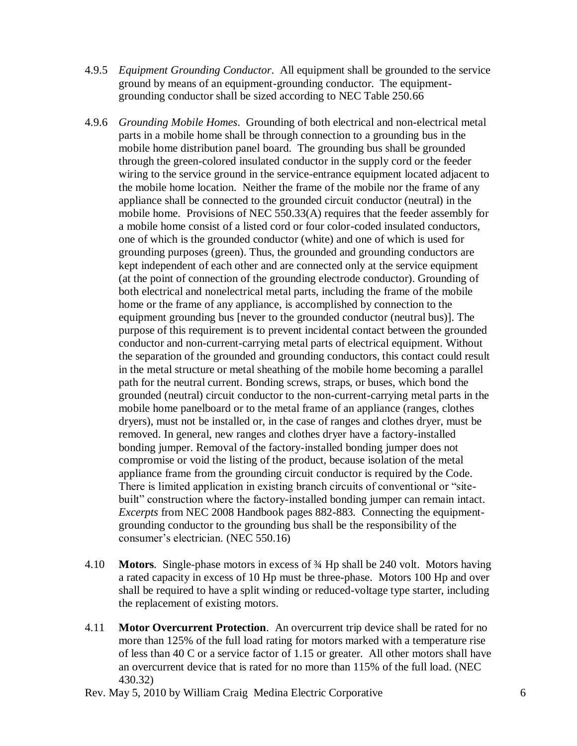4.9.5 *Equipment Grounding Conductor*. All equipment shall be grounded to the service ground by means of an equipment-grounding conductor. The equipment-grounding conductor shall be sized according to NEC Table 250.66

4.9.6 *Grounding Mobile Homes*. Grounding of both electrical and non-electrical metal parts in a mobile home shall be through connection to a grounding bus in the mobile home distribution panel board. The grounding bus shall be grounded through the green-colored insulated conductor in the supply cord or the feeder wiring to the service ground in the service-entrance equipment located adjacent to the mobile home location. Neither the frame of the mobile nor the frame of any appliance shall be connected to the grounded circuit conductor (neutral) in the mobile home. Provisions of NEC 550.33(A) requires that the feeder assembly for a mobile home consist of a listed cord or four color-coded insulated conductors, one of which is the grounded conductor (white) and one of which is used for grounding purposes (green). Thus, the grounded and grounding conductors are kept independent of each other and are connected only at the service equipment (at the point of connection of the grounding electrode conductor). Grounding of both electrical and nonelectrical metal parts, including the frame of the mobile home or the frame of any appliance, is accomplished by connection to the equipment grounding bus [never to the grounded conductor (neutral bus)]. The purpose of this requirement is to prevent incidental contact between the grounded conductor and non-current-carrying metal parts of electrical equipment. Without the separation of the grounded and grounding conductors, this contact could result in the metal structure or metal sheathing of the mobile home becoming a parallel path for the neutral current. Bonding screws, straps, or buses, which bond the grounded (neutral) circuit conductor to the non-current-carrying metal parts in the mobile home panelboard or to the metal frame of an appliance (ranges, clothes dryers), must not be installed or, in the case of ranges and clothes dryer, must be removed. In general, new ranges and clothes dryer have a factory-installed bonding jumper. Removal of the factory-installed bonding jumper does not compromise or void the listing of the product, because isolation of the metal appliance frame from the grounding circuit conductor is required by the Code. There is limited application in existing branch circuits of conventional or "site-built" construction where the factory-installed bonding jumper can remain intact. *Excerpts* from NEC 2008 Handbook pages 882-883. Connecting the equipment-grounding conductor to the grounding bus shall be the responsibility of the consumer's electrician. (NEC 550.16)

4.10 **Motors**. Single-phase motors in excess of ¾ Hp shall be 240 volt. Motors having a rated capacity in excess of 10 Hp must be three-phase. Motors 100 Hp and over shall be required to have a split winding or reduced-voltage type starter, including the replacement of existing motors.

4.11 **Motor Overcurrent Protection**. An overcurrent trip device shall be rated for no more than 125% of the full load rating for motors marked with a temperature rise of less than 40 C or a service factor of 1.15 or greater. All other motors shall have an overcurrent device that is rated for no more than 115% of the full load. (NEC 430.32)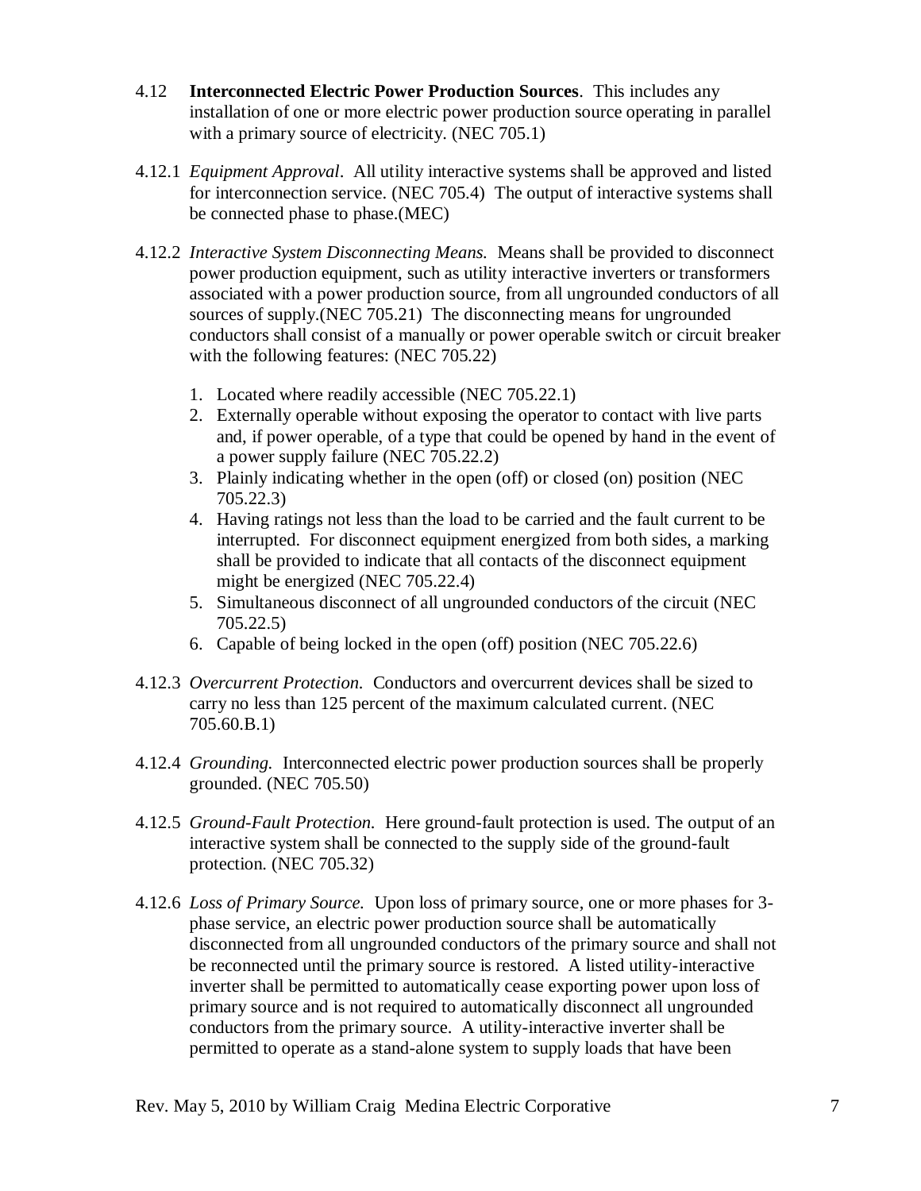4.12 **Interconnected Electric Power Production Sources**. This includes any installation of one or more electric power production source operating in parallel with a primary source of electricity. (NEC 705.1)

4.12.1 *Equipment Approval*. All utility interactive systems shall be approved and listed for interconnection service. (NEC 705.4) The output of interactive systems shall be connected phase to phase.(MEC)

4.12.2 *Interactive System Disconnecting Means.* Means shall be provided to disconnect power production equipment, such as utility interactive inverters or transformers associated with a power production source, from all ungrounded conductors of all sources of supply.(NEC 705.21) The disconnecting means for ungrounded conductors shall consist of a manually or power operable switch or circuit breaker with the following features: (NEC 705.22)

1. Located where readily accessible (NEC 705.22.1)
2. Externally operable without exposing the operator to contact with live parts and, if power operable, of a type that could be opened by hand in the event of a power supply failure (NEC 705.22.2)
3. Plainly indicating whether in the open (off) or closed (on) position (NEC 705.22.3)
4. Having ratings not less than the load to be carried and the fault current to be interrupted. For disconnect equipment energized from both sides, a marking shall be provided to indicate that all contacts of the disconnect equipment might be energized (NEC 705.22.4)
5. Simultaneous disconnect of all ungrounded conductors of the circuit (NEC 705.22.5)
6. Capable of being locked in the open (off) position (NEC 705.22.6)

4.12.3 *Overcurrent Protection.* Conductors and overcurrent devices shall be sized to carry no less than 125 percent of the maximum calculated current. (NEC 705.60.B.1)

4.12.4 *Grounding.* Interconnected electric power production sources shall be properly grounded. (NEC 705.50)

4.12.5 *Ground-Fault Protection.* Here ground-fault protection is used. The output of an interactive system shall be connected to the supply side of the ground-fault protection. (NEC 705.32)

4.12.6 *Loss of Primary Source.* Upon loss of primary source, one or more phases for 3-phase service, an electric power production source shall be automatically disconnected from all ungrounded conductors of the primary source and shall not be reconnected until the primary source is restored. A listed utility-interactive inverter shall be permitted to automatically cease exporting power upon loss of primary source and is not required to automatically disconnect all ungrounded conductors from the primary source. A utility-interactive inverter shall be permitted to operate as a stand-alone system to supply loads that have been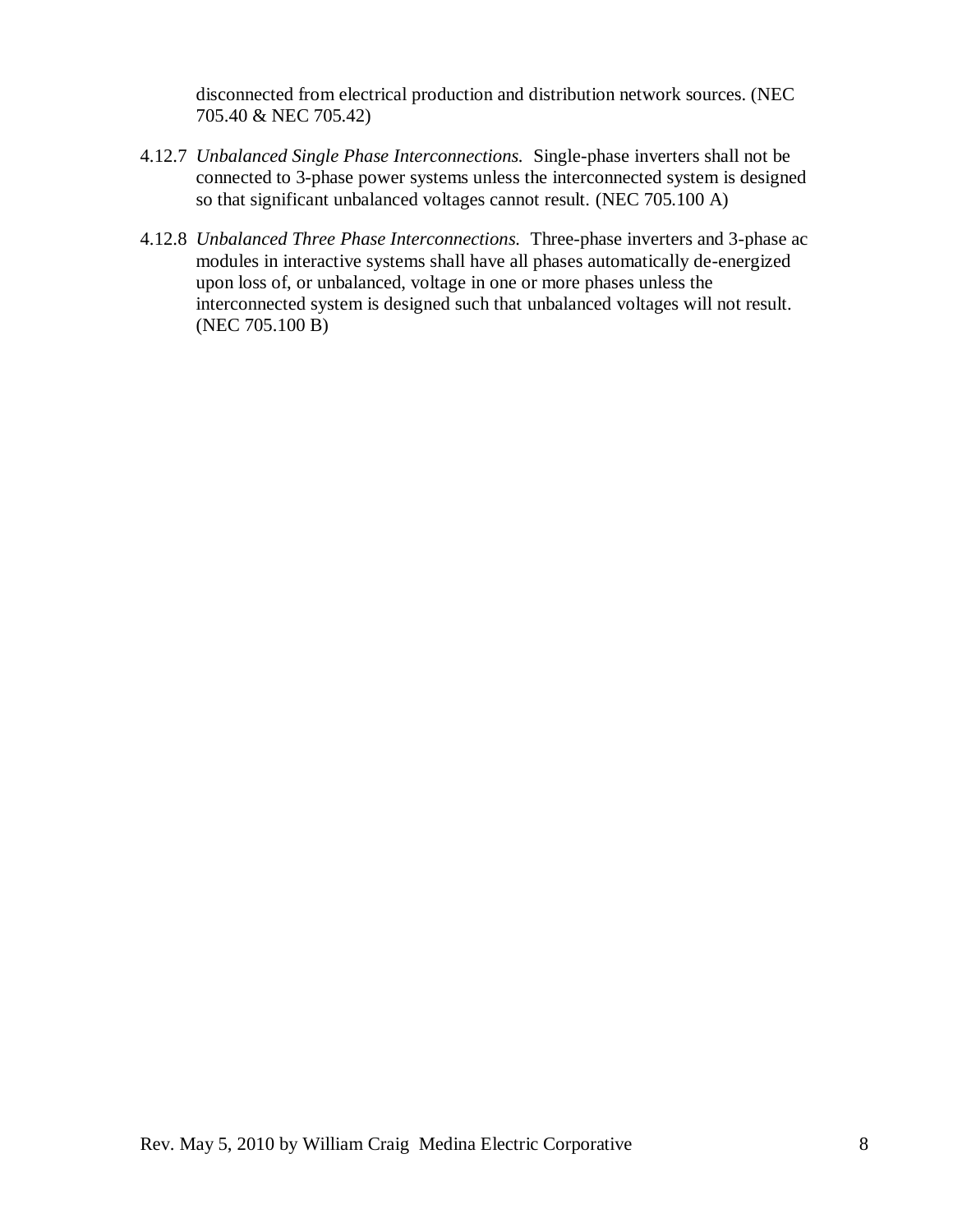disconnected from electrical production and distribution network sources. (NEC 705.40 & NEC 705.42)

4.12.7 *Unbalanced Single Phase Interconnections.* Single-phase inverters shall not be connected to 3-phase power systems unless the interconnected system is designed so that significant unbalanced voltages cannot result. (NEC 705.100 A)

4.12.8 *Unbalanced Three Phase Interconnections.* Three-phase inverters and 3-phase ac modules in interactive systems shall have all phases automatically de-energized upon loss of, or unbalanced, voltage in one or more phases unless the interconnected system is designed such that unbalanced voltages will not result. (NEC 705.100 B)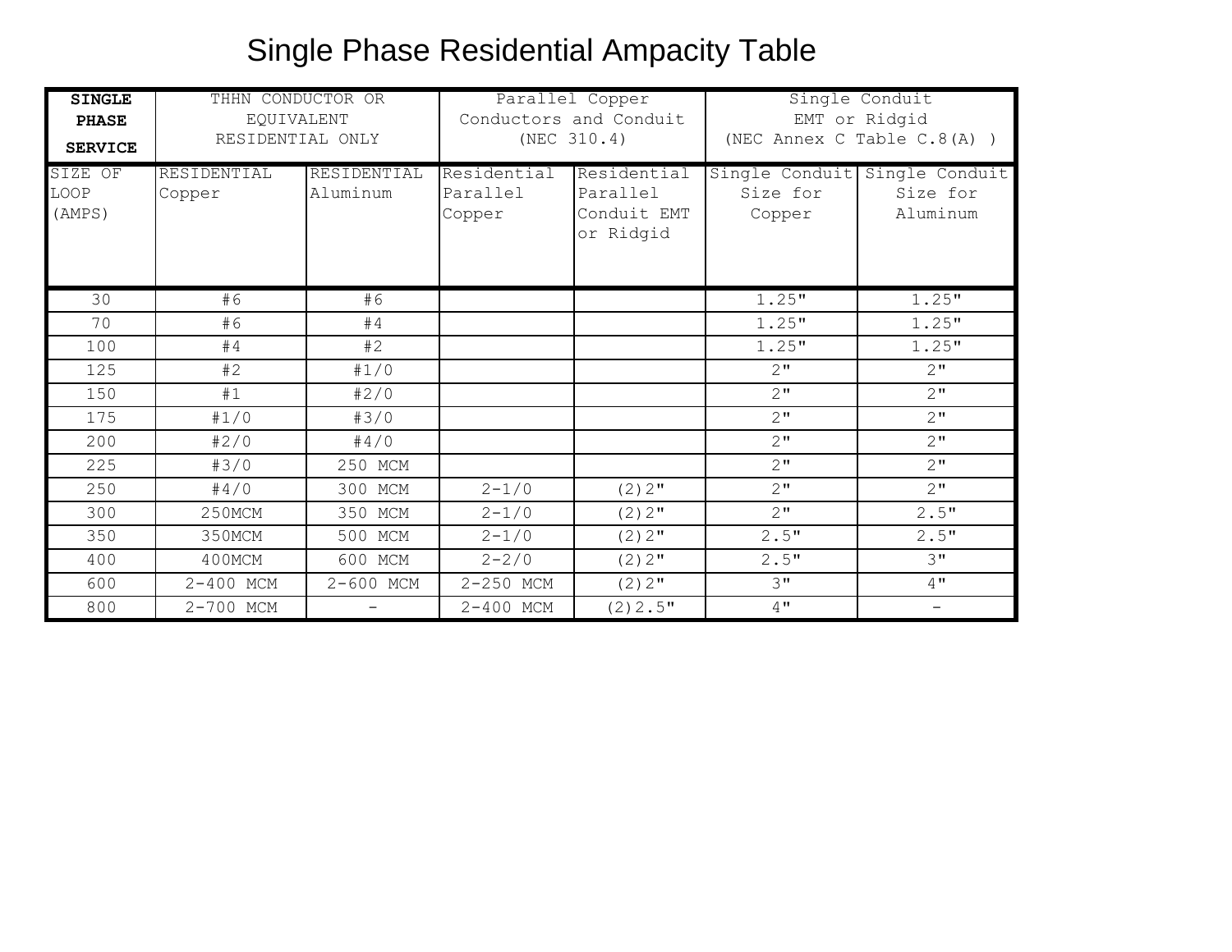# Single Phase Residential Ampacity Table

| **SINGLE PHASE SERVICE** | THHN CONDUCTOR OR EQUIVALENT RESIDENTIAL ONLY | | Parallel Copper Conductors and Conduit (NEC 310.4) | | Single Conduit EMT or Ridgid (NEC Annex C Table C.8(A) ) | |
|---|---|---|---|---|---|---|
| SIZE OF LOOP (AMPS) | RESIDENTIAL Copper | RESIDENTIAL Aluminum | Residential Parallel Copper | Residential Parallel Conduit EMT or Ridgid | Single Conduit Size for Copper | Single Conduit Size for Aluminum |
| 30 | #6 | #6 | | | 1.25" | 1.25" |
| 70 | #6 | #4 | | | 1.25" | 1.25" |
| 100 | #4 | #2 | | | 1.25" | 1.25" |
| 125 | #2 | #1/0 | | | 2" | 2" |
| 150 | #1 | #2/0 | | | 2" | 2" |
| 175 | #1/0 | #3/0 | | | 2" | 2" |
| 200 | #2/0 | #4/0 | | | 2" | 2" |
| 225 | #3/0 | 250 MCM | | | 2" | 2" |
| 250 | #4/0 | 300 MCM | 2-1/0 | (2)2" | 2" | 2" |
| 300 | 250MCM | 350 MCM | 2-1/0 | (2)2" | 2" | 2.5" |
| 350 | 350MCM | 500 MCM | 2-1/0 | (2)2" | 2.5" | 2.5" |
| 400 | 400MCM | 600 MCM | 2-2/0 | (2)2" | 2.5" | 3" |
| 600 | 2-400 MCM | 2-600 MCM | 2-250 MCM | (2)2" | 3" | 4" |
| 800 | 2-700 MCM | - | 2-400 MCM | (2)2.5" | 4" | - |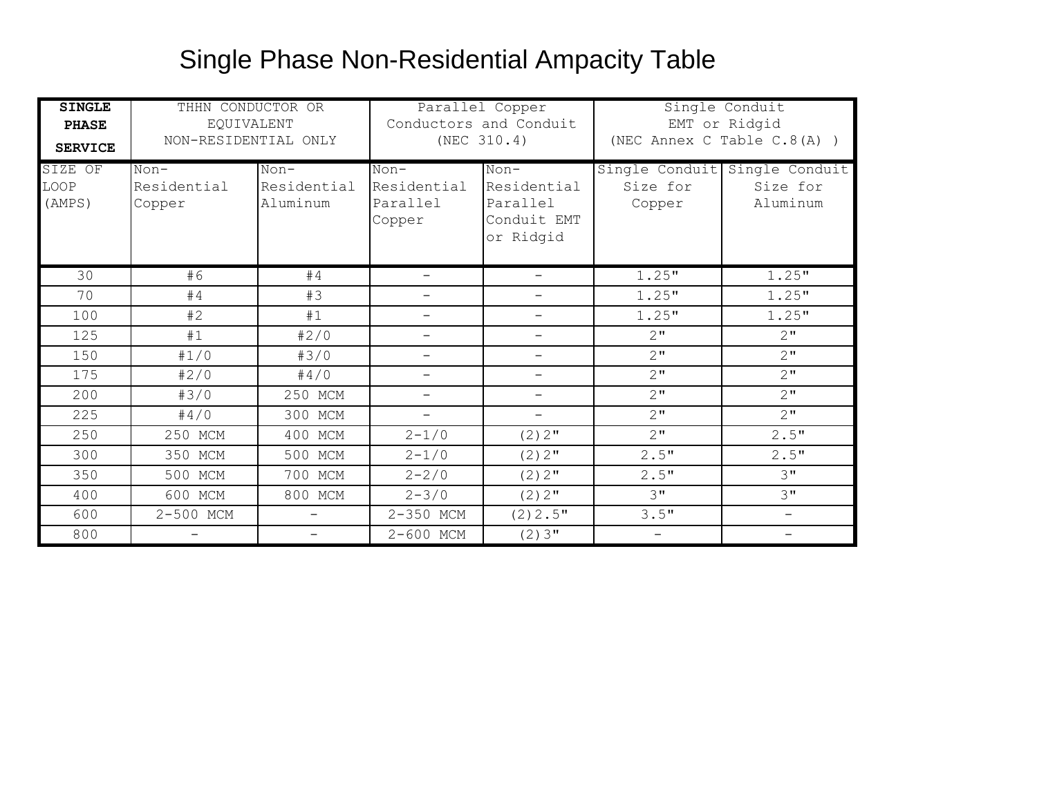# Single Phase Non-Residential Ampacity Table

| **SINGLE PHASE SERVICE** | THHN CONDUCTOR OR EQUIVALENT NON-RESIDENTIAL ONLY | | Parallel Copper Conductors and Conduit (NEC 310.4) | | Single Conduit EMT or Ridgid (NEC Annex C Table C.8(A) ) | |
|---|---|---|---|---|---|---|
| SIZE OF LOOP (AMPS) | Non-Residential Copper | Non-Residential Aluminum | Non-Residential Parallel Copper | Non-Residential Parallel Conduit EMT or Ridgid | Single Conduit Size for Copper | Single Conduit Size for Aluminum |
| 30 | #6 | #4 | - | - | 1.25" | 1.25" |
| 70 | #4 | #3 | - | - | 1.25" | 1.25" |
| 100 | #2 | #1 | - | - | 1.25" | 1.25" |
| 125 | #1 | #2/0 | - | - | 2" | 2" |
| 150 | #1/0 | #3/0 | - | - | 2" | 2" |
| 175 | #2/0 | #4/0 | - | - | 2" | 2" |
| 200 | #3/0 | 250 MCM | - | - | 2" | 2" |
| 225 | #4/0 | 300 MCM | - | - | 2" | 2" |
| 250 | 250 MCM | 400 MCM | 2-1/0 | (2)2" | 2" | 2.5" |
| 300 | 350 MCM | 500 MCM | 2-1/0 | (2)2" | 2.5" | 2.5" |
| 350 | 500 MCM | 700 MCM | 2-2/0 | (2)2" | 2.5" | 3" |
| 400 | 600 MCM | 800 MCM | 2-3/0 | (2)2" | 3" | 3" |
| 600 | 2-500 MCM | - | 2-350 MCM | (2)2.5" | 3.5" | - |
| 800 | - | - | 2-600 MCM | (2)3" | - | - |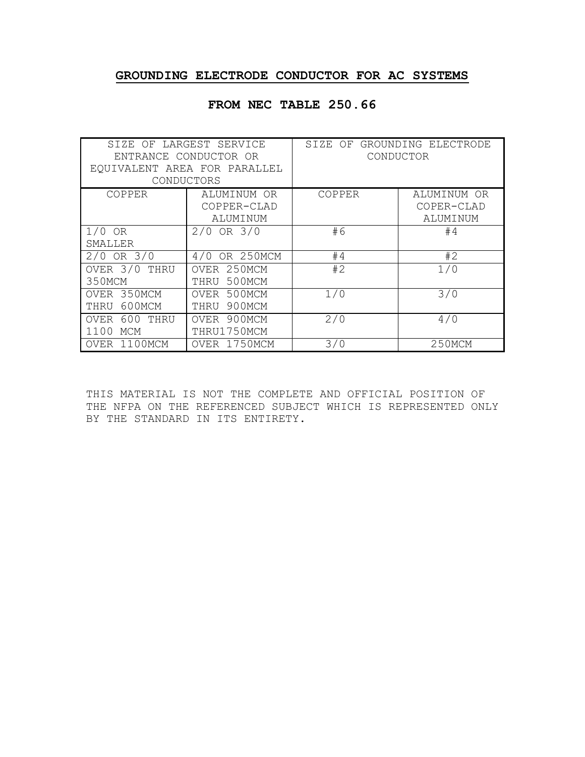## GROUNDING ELECTRODE CONDUCTOR FOR AC SYSTEMS

### FROM NEC TABLE 250.66

| SIZE OF LARGEST SERVICE ENTRANCE CONDUCTOR OR EQUIVALENT AREA FOR PARALLEL CONDUCTORS | | SIZE OF GROUNDING ELECTRODE CONDUCTOR | |
|---|---|---|---|
| COPPER | ALUMINUM OR COPPER-CLAD ALUMINUM | COPPER | ALUMINUM OR COPER-CLAD ALUMINUM |
| 1/0 OR SMALLER | 2/0 OR 3/0 | #6 | #4 |
| 2/0 OR 3/0 | 4/0 OR 250MCM | #4 | #2 |
| OVER 3/0 THRU 350MCM | OVER 250MCM THRU 500MCM | #2 | 1/0 |
| OVER 350MCM THRU 600MCM | OVER 500MCM THRU 900MCM | 1/0 | 3/0 |
| OVER 600 THRU 1100 MCM | OVER 900MCM THRU1750MCM | 2/0 | 4/0 |
| OVER 1100MCM | OVER 1750MCM | 3/0 | 250MCM |

THIS MATERIAL IS NOT THE COMPLETE AND OFFICIAL POSITION OF THE NFPA ON THE REFERENCED SUBJECT WHICH IS REPRESENTED ONLY BY THE STANDARD IN ITS ENTIRETY.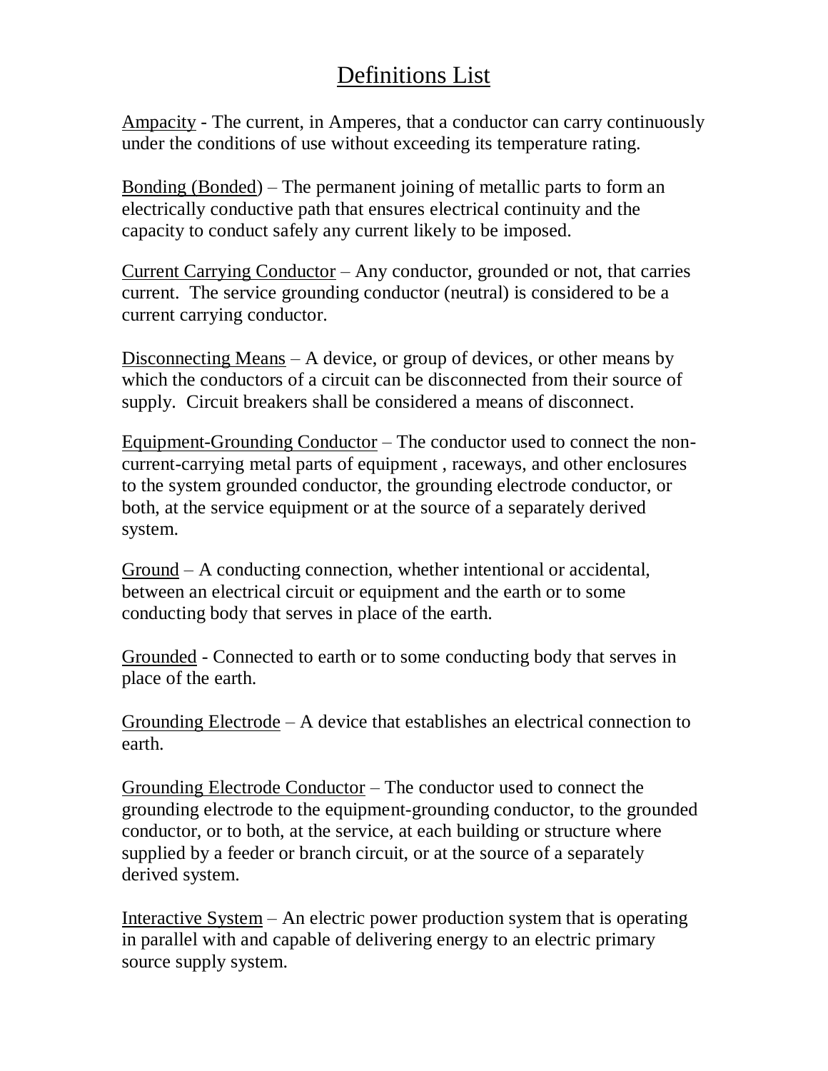# Definitions List

Ampacity - The current, in Amperes, that a conductor can carry continuously under the conditions of use without exceeding its temperature rating.

Bonding (Bonded) – The permanent joining of metallic parts to form an electrically conductive path that ensures electrical continuity and the capacity to conduct safely any current likely to be imposed.

Current Carrying Conductor – Any conductor, grounded or not, that carries current. The service grounding conductor (neutral) is considered to be a current carrying conductor.

Disconnecting Means – A device, or group of devices, or other means by which the conductors of a circuit can be disconnected from their source of supply. Circuit breakers shall be considered a means of disconnect.

Equipment-Grounding Conductor – The conductor used to connect the non-current-carrying metal parts of equipment , raceways, and other enclosures to the system grounded conductor, the grounding electrode conductor, or both, at the service equipment or at the source of a separately derived system.

Ground – A conducting connection, whether intentional or accidental, between an electrical circuit or equipment and the earth or to some conducting body that serves in place of the earth.

Grounded - Connected to earth or to some conducting body that serves in place of the earth.

Grounding Electrode – A device that establishes an electrical connection to earth.

Grounding Electrode Conductor – The conductor used to connect the grounding electrode to the equipment-grounding conductor, to the grounded conductor, or to both, at the service, at each building or structure where supplied by a feeder or branch circuit, or at the source of a separately derived system.

Interactive System – An electric power production system that is operating in parallel with and capable of delivering energy to an electric primary source supply system.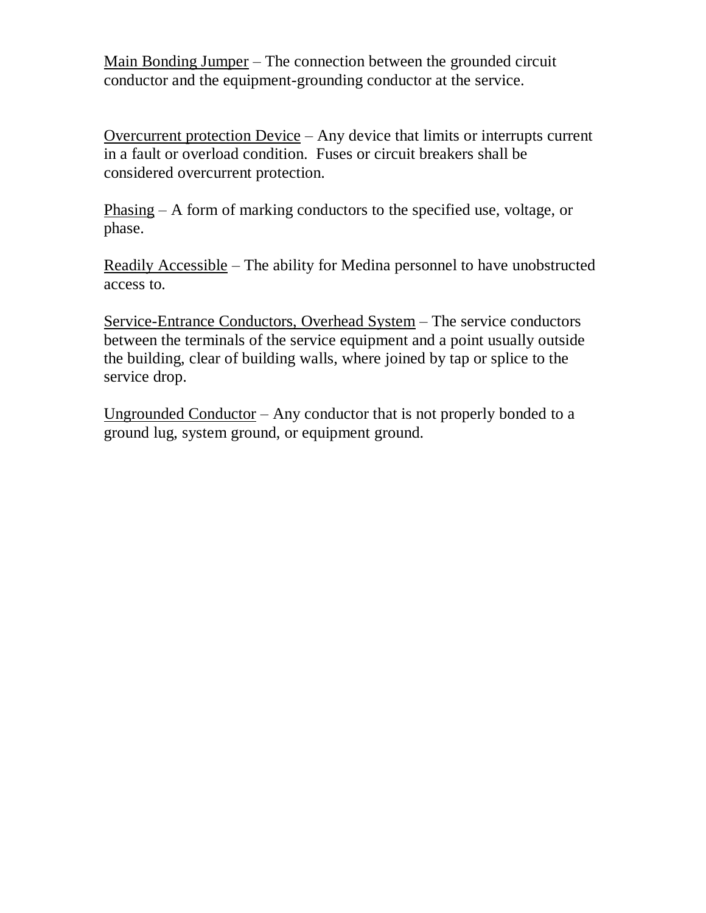<u>Main Bonding Jumper</u> – The connection between the grounded circuit conductor and the equipment-grounding conductor at the service.

<u>Overcurrent protection Device</u> – Any device that limits or interrupts current in a fault or overload condition.  Fuses or circuit breakers shall be considered overcurrent protection.

<u>Phasing</u> – A form of marking conductors to the specified use, voltage, or phase.

<u>Readily Accessible</u> – The ability for Medina personnel to have unobstructed access to.

<u>Service-Entrance Conductors, Overhead System</u> – The service conductors between the terminals of the service equipment and a point usually outside the building, clear of building walls, where joined by tap or splice to the service drop.

<u>Ungrounded Conductor</u> – Any conductor that is not properly bonded to a ground lug, system ground, or equipment ground.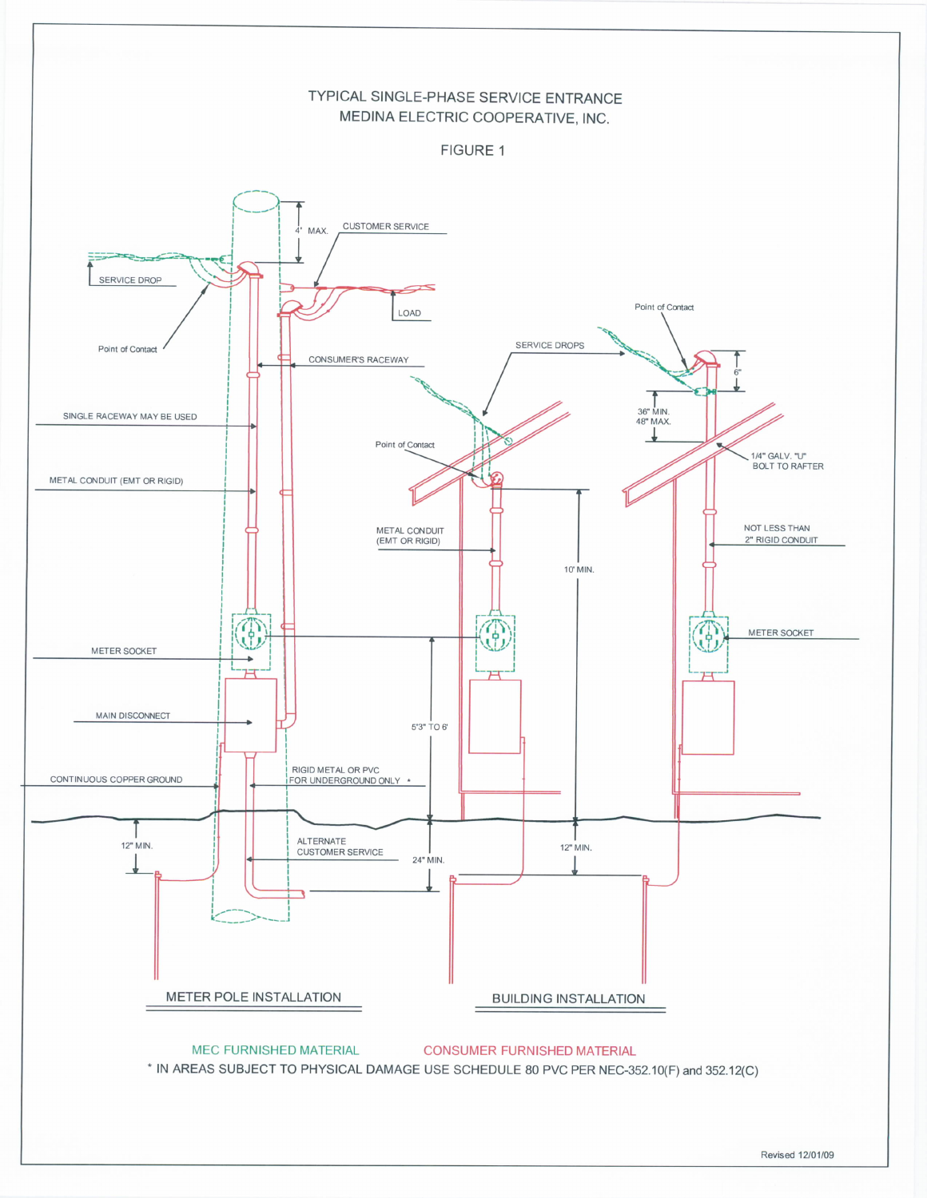# TYPICAL SINGLE-PHASE SERVICE ENTRANCE
## MEDINA ELECTRIC COOPERATIVE, INC.

FIGURE 1

4' MAX.

CUSTOMER SERVICE

SERVICE DROP

LOAD

Point of Contact

CONSUMER'S RACEWAY

SINGLE RACEWAY MAY BE USED

METAL CONDUIT (EMT OR RIGID)

METER SOCKET

MAIN DISCONNECT

CONTINUOUS COPPER GROUND

RIGID METAL OR PVC FOR UNDERGROUND ONLY *

12" MIN.

ALTERNATE CUSTOMER SERVICE

24" MIN.

5'3" TO 6'

SERVICE DROPS

Point of Contact

METAL CONDUIT (EMT OR RIGID)

10' MIN.

12" MIN.

Point of Contact

6"

36" MIN.
48" MAX.

1/4" GALV. "U" BOLT TO RAFTER

NOT LESS THAN 2" RIGID CONDUIT

METER SOCKET

METER POLE INSTALLATION

BUILDING INSTALLATION

MEC FURNISHED MATERIAL CONSUMER FURNISHED MATERIAL

\* IN AREAS SUBJECT TO PHYSICAL DAMAGE USE SCHEDULE 80 PVC PER NEC-352.10(F) and 352.12(C)

Revised 12/01/09